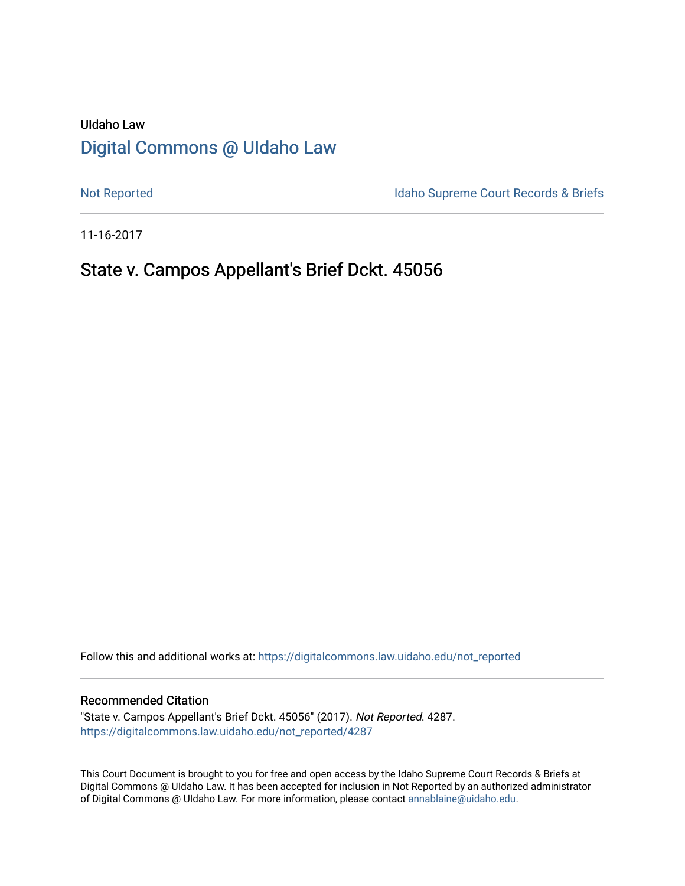UIdaho Law

# Digital Commons @ UIdaho Law

Not Reported

Idaho Supreme Court Records & Briefs

11-16-2017

## State v. Campos Appellant's Brief Dckt. 45056

Follow this and additional works at: https://digitalcommons.law.uidaho.edu/not_reported

### Recommended Citation

"State v. Campos Appellant's Brief Dckt. 45056" (2017). *Not Reported*. 4287.
https://digitalcommons.law.uidaho.edu/not_reported/4287

This Court Document is brought to you for free and open access by the Idaho Supreme Court Records & Briefs at Digital Commons @ UIdaho Law. It has been accepted for inclusion in Not Reported by an authorized administrator of Digital Commons @ UIdaho Law. For more information, please contact annablaine@uidaho.edu.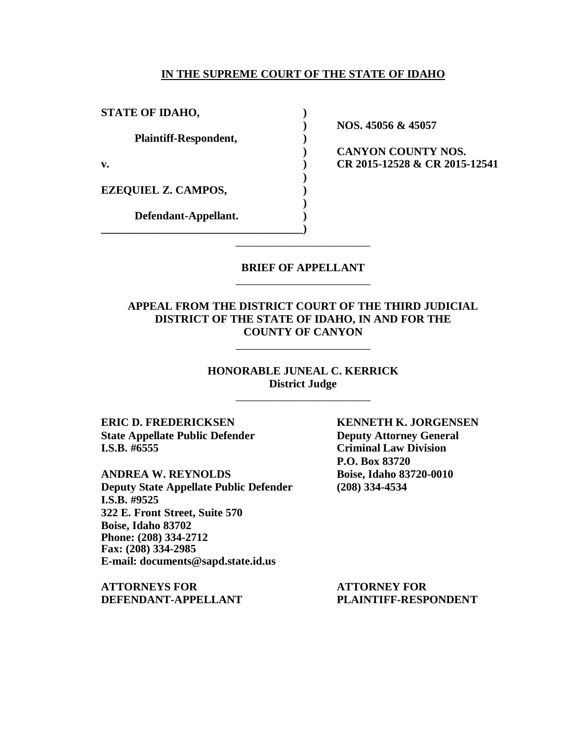**IN THE SUPREME COURT OF THE STATE OF IDAHO**

| | | |
|---|---|---|
| **STATE OF IDAHO,** | **)** | |
| | **)** | **NOS. 45056 & 45057** |
| **Plaintiff-Respondent,** | **)** | |
| | **)** | **CANYON COUNTY NOS.** |
| **v.** | **)** | **CR 2015-12528 & CR 2015-12541** |
| | **)** | |
| **EZEQUIEL Z. CAMPOS,** | **)** | |
| | **)** | |
| **Defendant-Appellant.** | **)** | |
| | **)** | |

---

**BRIEF OF APPELLANT**

---

**APPEAL FROM THE DISTRICT COURT OF THE THIRD JUDICIAL DISTRICT OF THE STATE OF IDAHO, IN AND FOR THE COUNTY OF CANYON**

---

**HONORABLE JUNEAL C. KERRICK**
**District Judge**

---

**ERIC D. FREDERICKSEN**
**State Appellate Public Defender**
**I.S.B. #6555**

**ANDREA W. REYNOLDS**
**Deputy State Appellate Public Defender**
**I.S.B. #9525**
**322 E. Front Street, Suite 570**
**Boise, Idaho 83702**
**Phone: (208) 334-2712**
**Fax: (208) 334-2985**
**E-mail: documents@sapd.state.id.us**

**ATTORNEYS FOR DEFENDANT-APPELLANT**

**KENNETH K. JORGENSEN**
**Deputy Attorney General**
**Criminal Law Division**
**P.O. Box 83720**
**Boise, Idaho 83720-0010**
**(208) 334-4534**

**ATTORNEY FOR PLAINTIFF-RESPONDENT**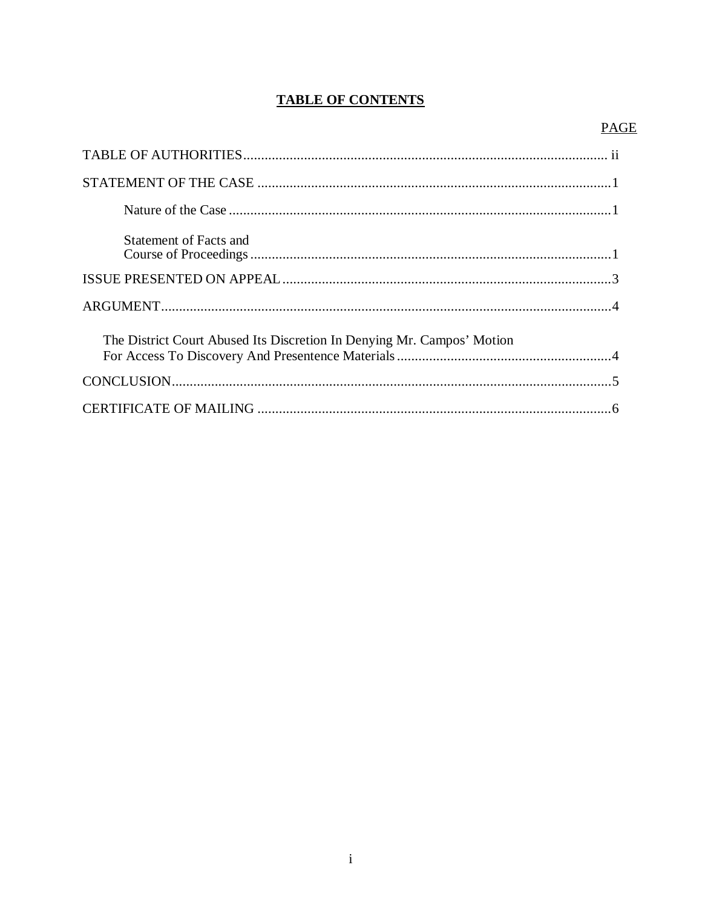# TABLE OF CONTENTS

| | PAGE |
|---|---|
| TABLE OF AUTHORITIES | ii |
| STATEMENT OF THE CASE | 1 |
| Nature of the Case | 1 |
| Statement of Facts and Course of Proceedings | 1 |
| ISSUE PRESENTED ON APPEAL | 3 |
| ARGUMENT | 4 |
| The District Court Abused Its Discretion In Denying Mr. Campos' Motion For Access To Discovery And Presentence Materials | 4 |
| CONCLUSION | 5 |
| CERTIFICATE OF MAILING | 6 |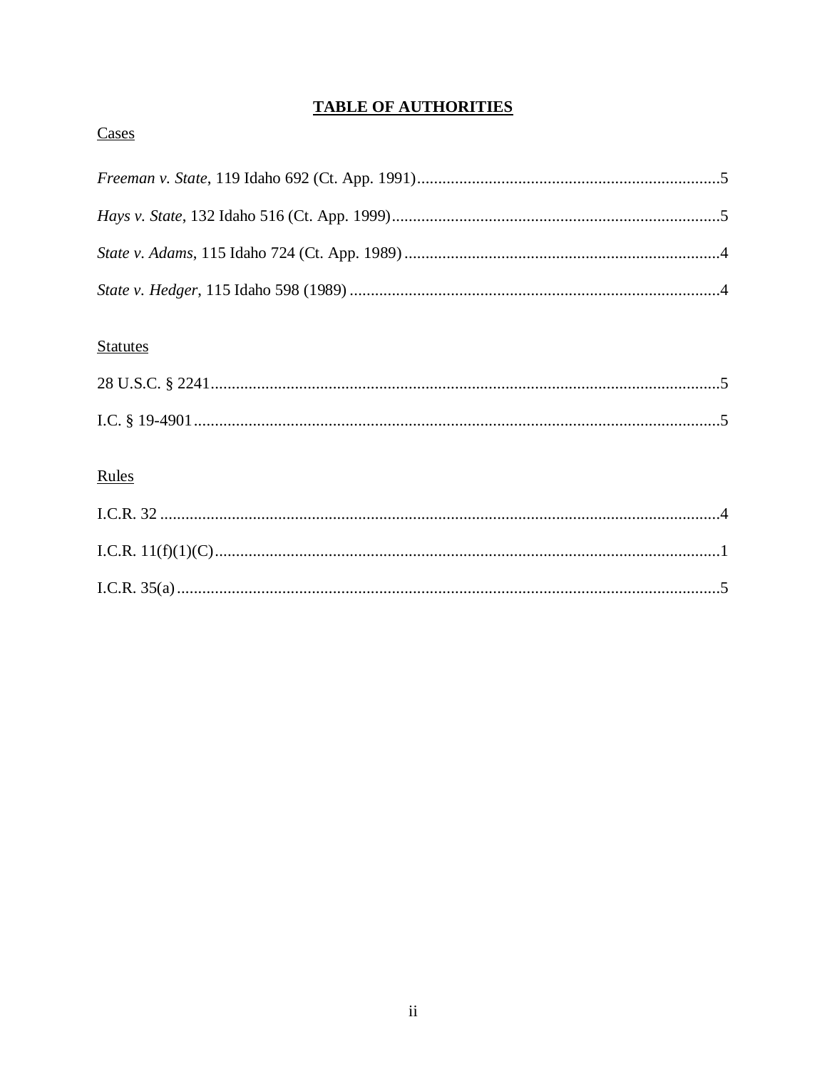# **TABLE OF AUTHORITIES**

Cases

*Freeman v. State*, 119 Idaho 692 (Ct. App. 1991) ........................................................................5

*Hays v. State*, 132 Idaho 516 (Ct. App. 1999) ..............................................................................5

*State v. Adams*, 115 Idaho 724 (Ct. App. 1989) ...........................................................................4

*State v. Hedger*, 115 Idaho 598 (1989) .......................................................................................4

Statutes

28 U.S.C. § 2241 .........................................................................................................................5

I.C. § 19-4901 ............................................................................................................................5

Rules

I.C.R. 32 .....................................................................................................................................4

I.C.R. 11(f)(1)(C) .........................................................................................................................1

I.C.R. 35(a) .................................................................................................................................5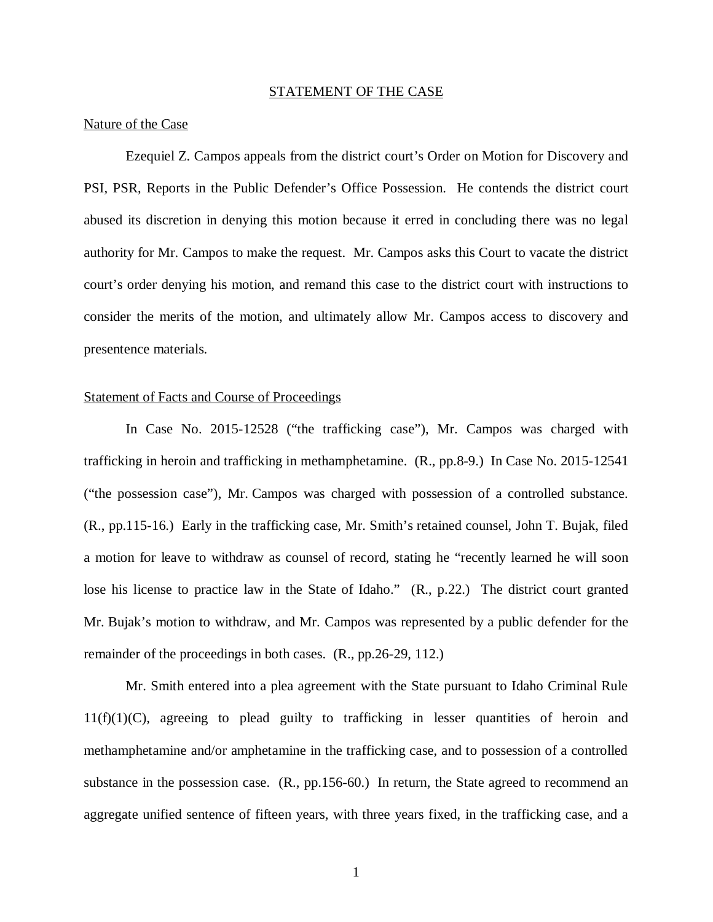## STATEMENT OF THE CASE

### Nature of the Case

Ezequiel Z. Campos appeals from the district court's Order on Motion for Discovery and PSI, PSR, Reports in the Public Defender's Office Possession. He contends the district court abused its discretion in denying this motion because it erred in concluding there was no legal authority for Mr. Campos to make the request. Mr. Campos asks this Court to vacate the district court's order denying his motion, and remand this case to the district court with instructions to consider the merits of the motion, and ultimately allow Mr. Campos access to discovery and presentence materials.

### Statement of Facts and Course of Proceedings

In Case No. 2015-12528 ("the trafficking case"), Mr. Campos was charged with trafficking in heroin and trafficking in methamphetamine. (R., pp.8-9.) In Case No. 2015-12541 ("the possession case"), Mr. Campos was charged with possession of a controlled substance. (R., pp.115-16.) Early in the trafficking case, Mr. Smith's retained counsel, John T. Bujak, filed a motion for leave to withdraw as counsel of record, stating he "recently learned he will soon lose his license to practice law in the State of Idaho." (R., p.22.) The district court granted Mr. Bujak's motion to withdraw, and Mr. Campos was represented by a public defender for the remainder of the proceedings in both cases. (R., pp.26-29, 112.)

Mr. Smith entered into a plea agreement with the State pursuant to Idaho Criminal Rule 11(f)(1)(C), agreeing to plead guilty to trafficking in lesser quantities of heroin and methamphetamine and/or amphetamine in the trafficking case, and to possession of a controlled substance in the possession case. (R., pp.156-60.) In return, the State agreed to recommend an aggregate unified sentence of fifteen years, with three years fixed, in the trafficking case, and a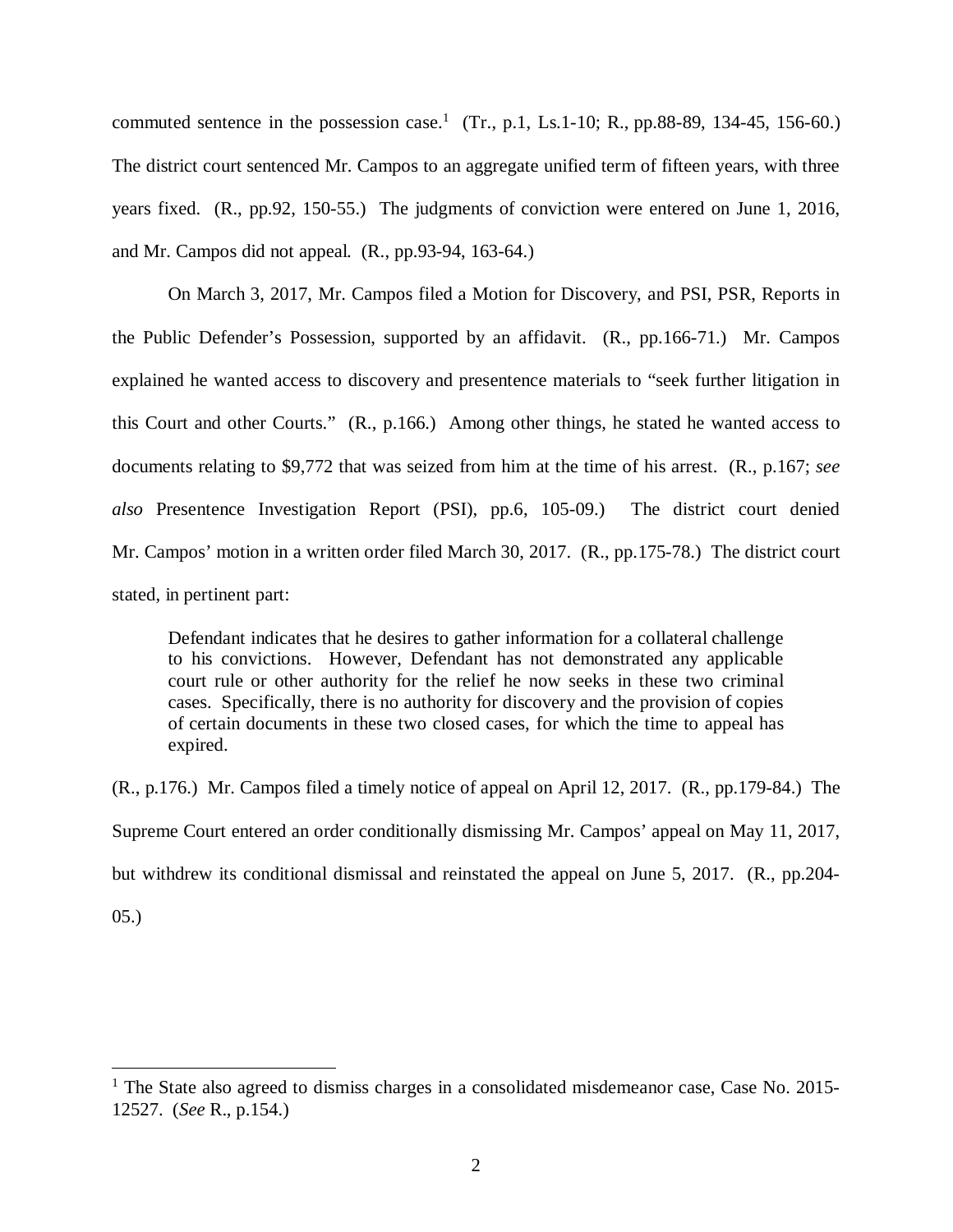commuted sentence in the possession case.[1] (Tr., p.1, Ls.1-10; R., pp.88-89, 134-45, 156-60.) The district court sentenced Mr. Campos to an aggregate unified term of fifteen years, with three years fixed. (R., pp.92, 150-55.) The judgments of conviction were entered on June 1, 2016, and Mr. Campos did not appeal. (R., pp.93-94, 163-64.)

On March 3, 2017, Mr. Campos filed a Motion for Discovery, and PSI, PSR, Reports in the Public Defender's Possession, supported by an affidavit. (R., pp.166-71.) Mr. Campos explained he wanted access to discovery and presentence materials to "seek further litigation in this Court and other Courts." (R., p.166.) Among other things, he stated he wanted access to documents relating to $9,772 that was seized from him at the time of his arrest. (R., p.167; *see also* Presentence Investigation Report (PSI), pp.6, 105-09.) The district court denied Mr. Campos' motion in a written order filed March 30, 2017. (R., pp.175-78.) The district court stated, in pertinent part:

> Defendant indicates that he desires to gather information for a collateral challenge to his convictions. However, Defendant has not demonstrated any applicable court rule or other authority for the relief he now seeks in these two criminal cases. Specifically, there is no authority for discovery and the provision of copies of certain documents in these two closed cases, for which the time to appeal has expired.

(R., p.176.) Mr. Campos filed a timely notice of appeal on April 12, 2017. (R., pp.179-84.) The Supreme Court entered an order conditionally dismissing Mr. Campos' appeal on May 11, 2017, but withdrew its conditional dismissal and reinstated the appeal on June 5, 2017. (R., pp.204-05.)

---

[1] The State also agreed to dismiss charges in a consolidated misdemeanor case, Case No. 2015-12527. (*See* R., p.154.)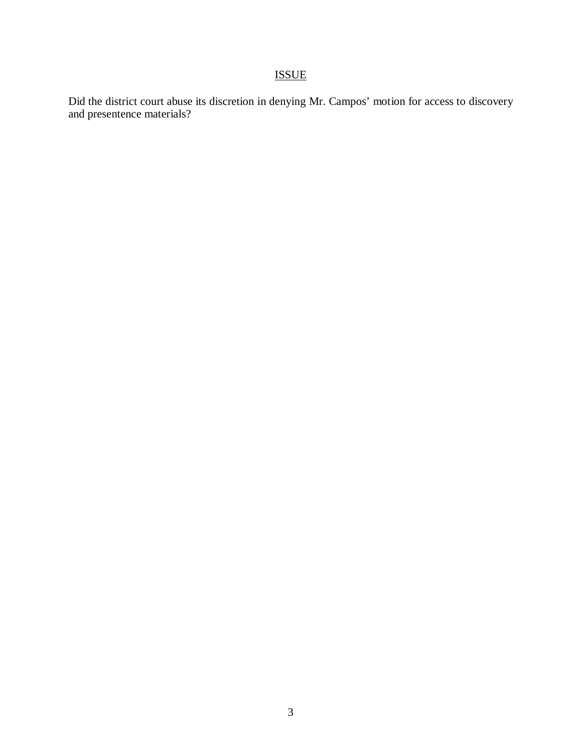## ISSUE

Did the district court abuse its discretion in denying Mr. Campos' motion for access to discovery and presentence materials?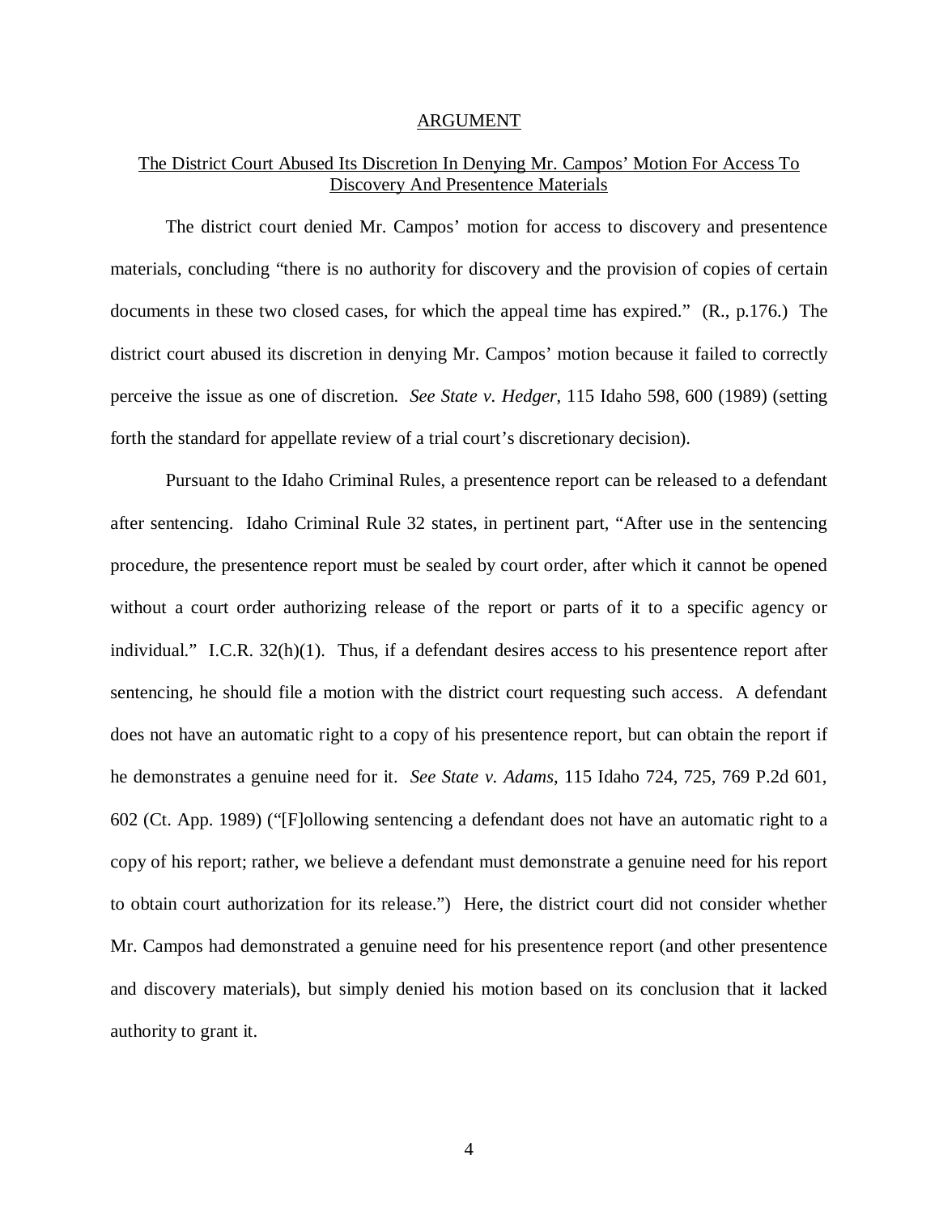## ARGUMENT

### The District Court Abused Its Discretion In Denying Mr. Campos' Motion For Access To Discovery And Presentence Materials

The district court denied Mr. Campos' motion for access to discovery and presentence materials, concluding "there is no authority for discovery and the provision of copies of certain documents in these two closed cases, for which the appeal time has expired." (R., p.176.) The district court abused its discretion in denying Mr. Campos' motion because it failed to correctly perceive the issue as one of discretion. *See State v. Hedger*, 115 Idaho 598, 600 (1989) (setting forth the standard for appellate review of a trial court's discretionary decision).

Pursuant to the Idaho Criminal Rules, a presentence report can be released to a defendant after sentencing. Idaho Criminal Rule 32 states, in pertinent part, "After use in the sentencing procedure, the presentence report must be sealed by court order, after which it cannot be opened without a court order authorizing release of the report or parts of it to a specific agency or individual." I.C.R. 32(h)(1). Thus, if a defendant desires access to his presentence report after sentencing, he should file a motion with the district court requesting such access. A defendant does not have an automatic right to a copy of his presentence report, but can obtain the report if he demonstrates a genuine need for it. *See State v. Adams*, 115 Idaho 724, 725, 769 P.2d 601, 602 (Ct. App. 1989) ("[F]ollowing sentencing a defendant does not have an automatic right to a copy of his report; rather, we believe a defendant must demonstrate a genuine need for his report to obtain court authorization for its release.") Here, the district court did not consider whether Mr. Campos had demonstrated a genuine need for his presentence report (and other presentence and discovery materials), but simply denied his motion based on its conclusion that it lacked authority to grant it.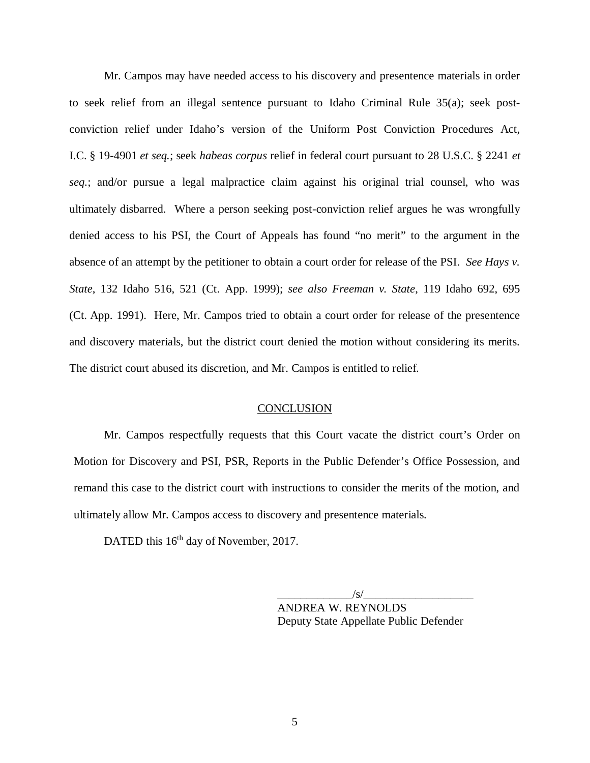Mr. Campos may have needed access to his discovery and presentence materials in order to seek relief from an illegal sentence pursuant to Idaho Criminal Rule 35(a); seek post-conviction relief under Idaho's version of the Uniform Post Conviction Procedures Act, I.C. § 19-4901 *et seq.*; seek *habeas corpus* relief in federal court pursuant to 28 U.S.C. § 2241 *et seq.*; and/or pursue a legal malpractice claim against his original trial counsel, who was ultimately disbarred. Where a person seeking post-conviction relief argues he was wrongfully denied access to his PSI, the Court of Appeals has found "no merit" to the argument in the absence of an attempt by the petitioner to obtain a court order for release of the PSI. *See Hays v. State*, 132 Idaho 516, 521 (Ct. App. 1999); *see also Freeman v. State*, 119 Idaho 692, 695 (Ct. App. 1991). Here, Mr. Campos tried to obtain a court order for release of the presentence and discovery materials, but the district court denied the motion without considering its merits. The district court abused its discretion, and Mr. Campos is entitled to relief.

## CONCLUSION

Mr. Campos respectfully requests that this Court vacate the district court's Order on Motion for Discovery and PSI, PSR, Reports in the Public Defender's Office Possession, and remand this case to the district court with instructions to consider the merits of the motion, and ultimately allow Mr. Campos access to discovery and presentence materials.

DATED this 16th day of November, 2017.

_____________/s/___________________
ANDREA W. REYNOLDS
Deputy State Appellate Public Defender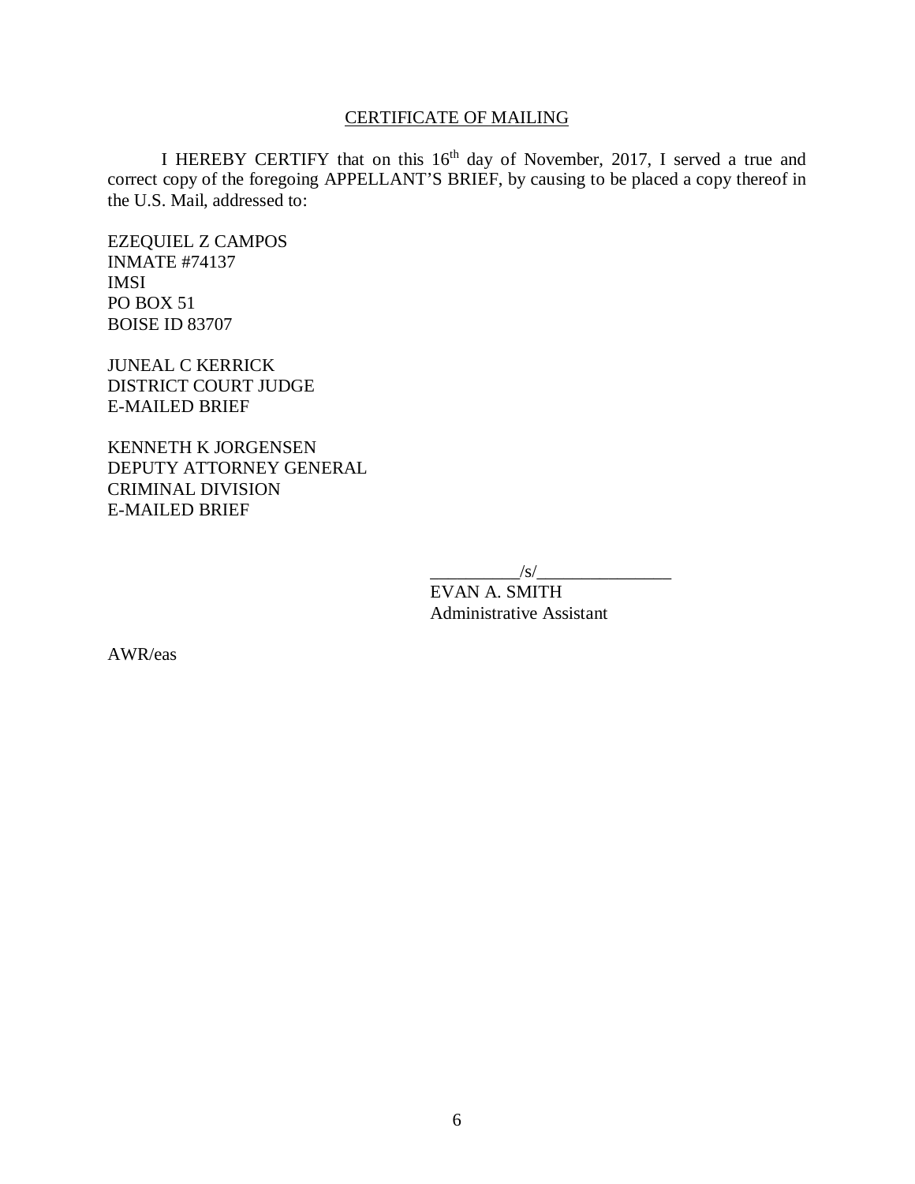<u>CERTIFICATE OF MAILING</u>

I HEREBY CERTIFY that on this 16th day of November, 2017, I served a true and correct copy of the foregoing APPELLANT'S BRIEF, by causing to be placed a copy thereof in the U.S. Mail, addressed to:

EZEQUIEL Z CAMPOS
INMATE #74137
IMSI
PO BOX 51
BOISE ID 83707

JUNEAL C KERRICK
DISTRICT COURT JUDGE
E-MAILED BRIEF

KENNETH K JORGENSEN
DEPUTY ATTORNEY GENERAL
CRIMINAL DIVISION
E-MAILED BRIEF

__________/s/_______________
EVAN A. SMITH
Administrative Assistant

AWR/eas